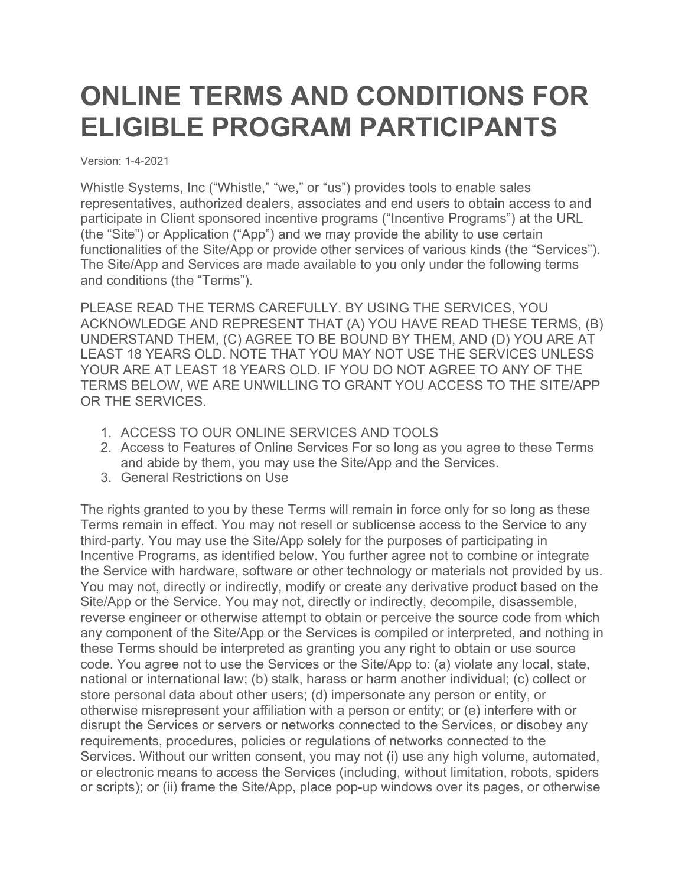# ONLINE TERMS AND CONDITIONS FOR ELIGIBLE PROGRAM PARTICIPANTS

Version: 1-4-2021

Whistle Systems, Inc ("Whistle," "we," or "us") provides tools to enable sales representatives, authorized dealers, associates and end users to obtain access to and participate in Client sponsored incentive programs ("Incentive Programs") at the URL (the "Site") or Application ("App") and we may provide the ability to use certain functionalities of the Site/App or provide other services of various kinds (the "Services"). The Site/App and Services are made available to you only under the following terms and conditions (the "Terms").

PLEASE READ THE TERMS CAREFULLY. BY USING THE SERVICES, YOU ACKNOWLEDGE AND REPRESENT THAT (A) YOU HAVE READ THESE TERMS, (B) UNDERSTAND THEM, (C) AGREE TO BE BOUND BY THEM, AND (D) YOU ARE AT LEAST 18 YEARS OLD. NOTE THAT YOU MAY NOT USE THE SERVICES UNLESS YOUR ARE AT LEAST 18 YEARS OLD. IF YOU DO NOT AGREE TO ANY OF THE TERMS BELOW, WE ARE UNWILLING TO GRANT YOU ACCESS TO THE SITE/APP OR THE SERVICES.

1. ACCESS TO OUR ONLINE SERVICES AND TOOLS
2. Access to Features of Online Services For so long as you agree to these Terms and abide by them, you may use the Site/App and the Services.
3. General Restrictions on Use

The rights granted to you by these Terms will remain in force only for so long as these Terms remain in effect. You may not resell or sublicense access to the Service to any third-party. You may use the Site/App solely for the purposes of participating in Incentive Programs, as identified below. You further agree not to combine or integrate the Service with hardware, software or other technology or materials not provided by us. You may not, directly or indirectly, modify or create any derivative product based on the Site/App or the Service. You may not, directly or indirectly, decompile, disassemble, reverse engineer or otherwise attempt to obtain or perceive the source code from which any component of the Site/App or the Services is compiled or interpreted, and nothing in these Terms should be interpreted as granting you any right to obtain or use source code. You agree not to use the Services or the Site/App to: (a) violate any local, state, national or international law; (b) stalk, harass or harm another individual; (c) collect or store personal data about other users; (d) impersonate any person or entity, or otherwise misrepresent your affiliation with a person or entity; or (e) interfere with or disrupt the Services or servers or networks connected to the Services, or disobey any requirements, procedures, policies or regulations of networks connected to the Services. Without our written consent, you may not (i) use any high volume, automated, or electronic means to access the Services (including, without limitation, robots, spiders or scripts); or (ii) frame the Site/App, place pop-up windows over its pages, or otherwise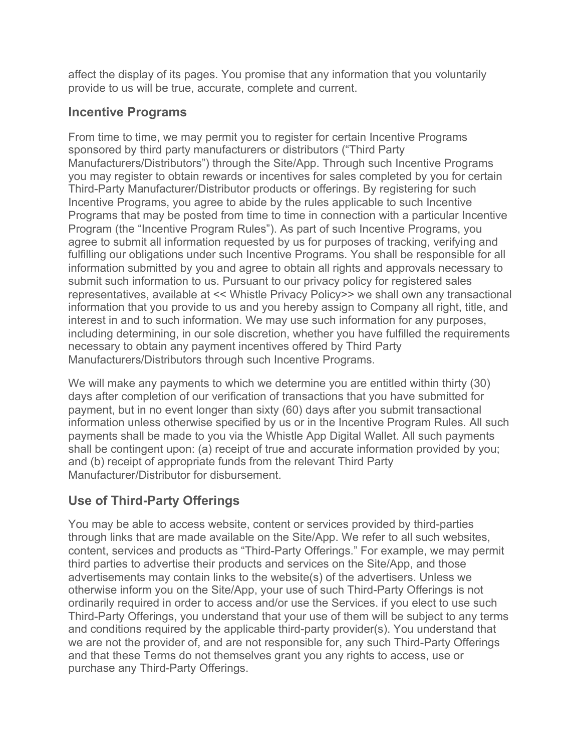affect the display of its pages. You promise that any information that you voluntarily provide to us will be true, accurate, complete and current.

## Incentive Programs

From time to time, we may permit you to register for certain Incentive Programs sponsored by third party manufacturers or distributors (“Third Party Manufacturers/Distributors”) through the Site/App. Through such Incentive Programs you may register to obtain rewards or incentives for sales completed by you for certain Third-Party Manufacturer/Distributor products or offerings. By registering for such Incentive Programs, you agree to abide by the rules applicable to such Incentive Programs that may be posted from time to time in connection with a particular Incentive Program (the “Incentive Program Rules”). As part of such Incentive Programs, you agree to submit all information requested by us for purposes of tracking, verifying and fulfilling our obligations under such Incentive Programs. You shall be responsible for all information submitted by you and agree to obtain all rights and approvals necessary to submit such information to us. Pursuant to our privacy policy for registered sales representatives, available at << Whistle Privacy Policy>> we shall own any transactional information that you provide to us and you hereby assign to Company all right, title, and interest in and to such information. We may use such information for any purposes, including determining, in our sole discretion, whether you have fulfilled the requirements necessary to obtain any payment incentives offered by Third Party Manufacturers/Distributors through such Incentive Programs.

We will make any payments to which we determine you are entitled within thirty (30) days after completion of our verification of transactions that you have submitted for payment, but in no event longer than sixty (60) days after you submit transactional information unless otherwise specified by us or in the Incentive Program Rules. All such payments shall be made to you via the Whistle App Digital Wallet. All such payments shall be contingent upon: (a) receipt of true and accurate information provided by you; and (b) receipt of appropriate funds from the relevant Third Party Manufacturer/Distributor for disbursement.

## Use of Third-Party Offerings

You may be able to access website, content or services provided by third-parties through links that are made available on the Site/App. We refer to all such websites, content, services and products as “Third-Party Offerings.” For example, we may permit third parties to advertise their products and services on the Site/App, and those advertisements may contain links to the website(s) of the advertisers. Unless we otherwise inform you on the Site/App, your use of such Third-Party Offerings is not ordinarily required in order to access and/or use the Services. if you elect to use such Third-Party Offerings, you understand that your use of them will be subject to any terms and conditions required by the applicable third-party provider(s). You understand that we are not the provider of, and are not responsible for, any such Third-Party Offerings and that these Terms do not themselves grant you any rights to access, use or purchase any Third-Party Offerings.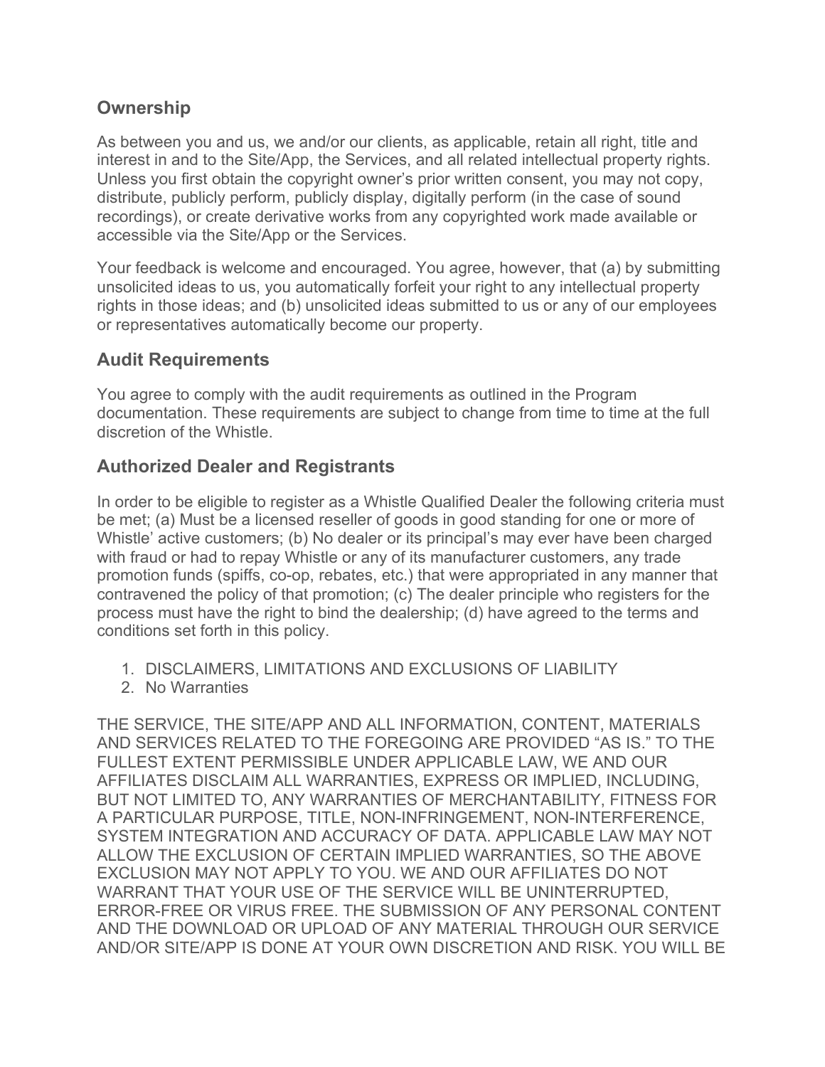## Ownership

As between you and us, we and/or our clients, as applicable, retain all right, title and interest in and to the Site/App, the Services, and all related intellectual property rights. Unless you first obtain the copyright owner's prior written consent, you may not copy, distribute, publicly perform, publicly display, digitally perform (in the case of sound recordings), or create derivative works from any copyrighted work made available or accessible via the Site/App or the Services.

Your feedback is welcome and encouraged. You agree, however, that (a) by submitting unsolicited ideas to us, you automatically forfeit your right to any intellectual property rights in those ideas; and (b) unsolicited ideas submitted to us or any of our employees or representatives automatically become our property.

## Audit Requirements

You agree to comply with the audit requirements as outlined in the Program documentation. These requirements are subject to change from time to time at the full discretion of the Whistle.

## Authorized Dealer and Registrants

In order to be eligible to register as a Whistle Qualified Dealer the following criteria must be met; (a) Must be a licensed reseller of goods in good standing for one or more of Whistle' active customers; (b) No dealer or its principal's may ever have been charged with fraud or had to repay Whistle or any of its manufacturer customers, any trade promotion funds (spiffs, co-op, rebates, etc.) that were appropriated in any manner that contravened the policy of that promotion; (c) The dealer principle who registers for the process must have the right to bind the dealership; (d) have agreed to the terms and conditions set forth in this policy.

1. DISCLAIMERS, LIMITATIONS AND EXCLUSIONS OF LIABILITY
2. No Warranties

THE SERVICE, THE SITE/APP AND ALL INFORMATION, CONTENT, MATERIALS AND SERVICES RELATED TO THE FOREGOING ARE PROVIDED "AS IS." TO THE FULLEST EXTENT PERMISSIBLE UNDER APPLICABLE LAW, WE AND OUR AFFILIATES DISCLAIM ALL WARRANTIES, EXPRESS OR IMPLIED, INCLUDING, BUT NOT LIMITED TO, ANY WARRANTIES OF MERCHANTABILITY, FITNESS FOR A PARTICULAR PURPOSE, TITLE, NON-INFRINGEMENT, NON-INTERFERENCE, SYSTEM INTEGRATION AND ACCURACY OF DATA. APPLICABLE LAW MAY NOT ALLOW THE EXCLUSION OF CERTAIN IMPLIED WARRANTIES, SO THE ABOVE EXCLUSION MAY NOT APPLY TO YOU. WE AND OUR AFFILIATES DO NOT WARRANT THAT YOUR USE OF THE SERVICE WILL BE UNINTERRUPTED, ERROR-FREE OR VIRUS FREE. THE SUBMISSION OF ANY PERSONAL CONTENT AND THE DOWNLOAD OR UPLOAD OF ANY MATERIAL THROUGH OUR SERVICE AND/OR SITE/APP IS DONE AT YOUR OWN DISCRETION AND RISK. YOU WILL BE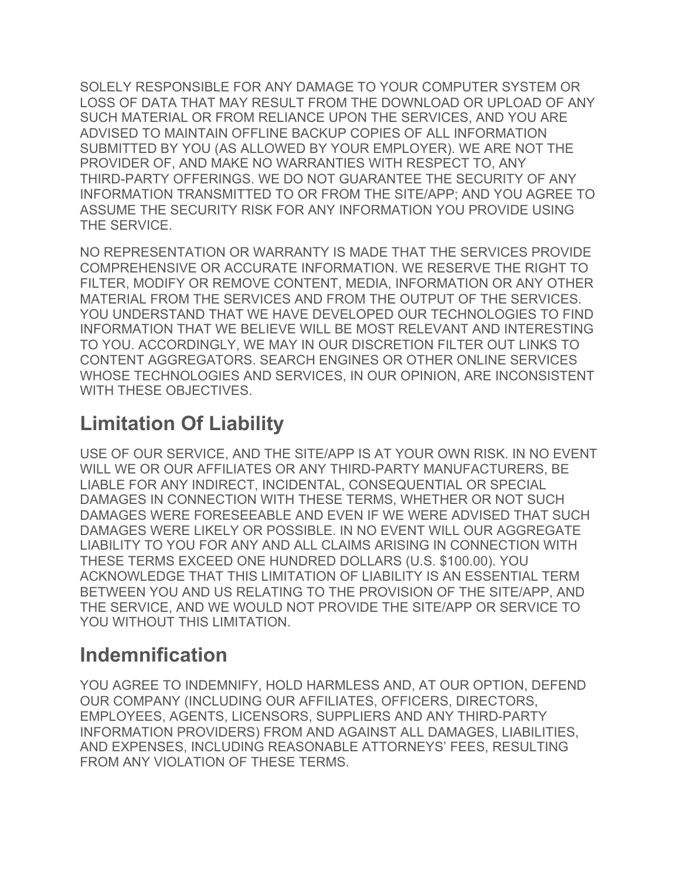SOLELY RESPONSIBLE FOR ANY DAMAGE TO YOUR COMPUTER SYSTEM OR LOSS OF DATA THAT MAY RESULT FROM THE DOWNLOAD OR UPLOAD OF ANY SUCH MATERIAL OR FROM RELIANCE UPON THE SERVICES, AND YOU ARE ADVISED TO MAINTAIN OFFLINE BACKUP COPIES OF ALL INFORMATION SUBMITTED BY YOU (AS ALLOWED BY YOUR EMPLOYER). WE ARE NOT THE PROVIDER OF, AND MAKE NO WARRANTIES WITH RESPECT TO, ANY THIRD-PARTY OFFERINGS. WE DO NOT GUARANTEE THE SECURITY OF ANY INFORMATION TRANSMITTED TO OR FROM THE SITE/APP; AND YOU AGREE TO ASSUME THE SECURITY RISK FOR ANY INFORMATION YOU PROVIDE USING THE SERVICE.

NO REPRESENTATION OR WARRANTY IS MADE THAT THE SERVICES PROVIDE COMPREHENSIVE OR ACCURATE INFORMATION. WE RESERVE THE RIGHT TO FILTER, MODIFY OR REMOVE CONTENT, MEDIA, INFORMATION OR ANY OTHER MATERIAL FROM THE SERVICES AND FROM THE OUTPUT OF THE SERVICES. YOU UNDERSTAND THAT WE HAVE DEVELOPED OUR TECHNOLOGIES TO FIND INFORMATION THAT WE BELIEVE WILL BE MOST RELEVANT AND INTERESTING TO YOU. ACCORDINGLY, WE MAY IN OUR DISCRETION FILTER OUT LINKS TO CONTENT AGGREGATORS. SEARCH ENGINES OR OTHER ONLINE SERVICES WHOSE TECHNOLOGIES AND SERVICES, IN OUR OPINION, ARE INCONSISTENT WITH THESE OBJECTIVES.

## Limitation Of Liability

USE OF OUR SERVICE, AND THE SITE/APP IS AT YOUR OWN RISK. IN NO EVENT WILL WE OR OUR AFFILIATES OR ANY THIRD-PARTY MANUFACTURERS, BE LIABLE FOR ANY INDIRECT, INCIDENTAL, CONSEQUENTIAL OR SPECIAL DAMAGES IN CONNECTION WITH THESE TERMS, WHETHER OR NOT SUCH DAMAGES WERE FORESEEABLE AND EVEN IF WE WERE ADVISED THAT SUCH DAMAGES WERE LIKELY OR POSSIBLE. IN NO EVENT WILL OUR AGGREGATE LIABILITY TO YOU FOR ANY AND ALL CLAIMS ARISING IN CONNECTION WITH THESE TERMS EXCEED ONE HUNDRED DOLLARS (U.S. $100.00). YOU ACKNOWLEDGE THAT THIS LIMITATION OF LIABILITY IS AN ESSENTIAL TERM BETWEEN YOU AND US RELATING TO THE PROVISION OF THE SITE/APP, AND THE SERVICE, AND WE WOULD NOT PROVIDE THE SITE/APP OR SERVICE TO YOU WITHOUT THIS LIMITATION.

## Indemnification

YOU AGREE TO INDEMNIFY, HOLD HARMLESS AND, AT OUR OPTION, DEFEND OUR COMPANY (INCLUDING OUR AFFILIATES, OFFICERS, DIRECTORS, EMPLOYEES, AGENTS, LICENSORS, SUPPLIERS AND ANY THIRD-PARTY INFORMATION PROVIDERS) FROM AND AGAINST ALL DAMAGES, LIABILITIES, AND EXPENSES, INCLUDING REASONABLE ATTORNEYS' FEES, RESULTING FROM ANY VIOLATION OF THESE TERMS.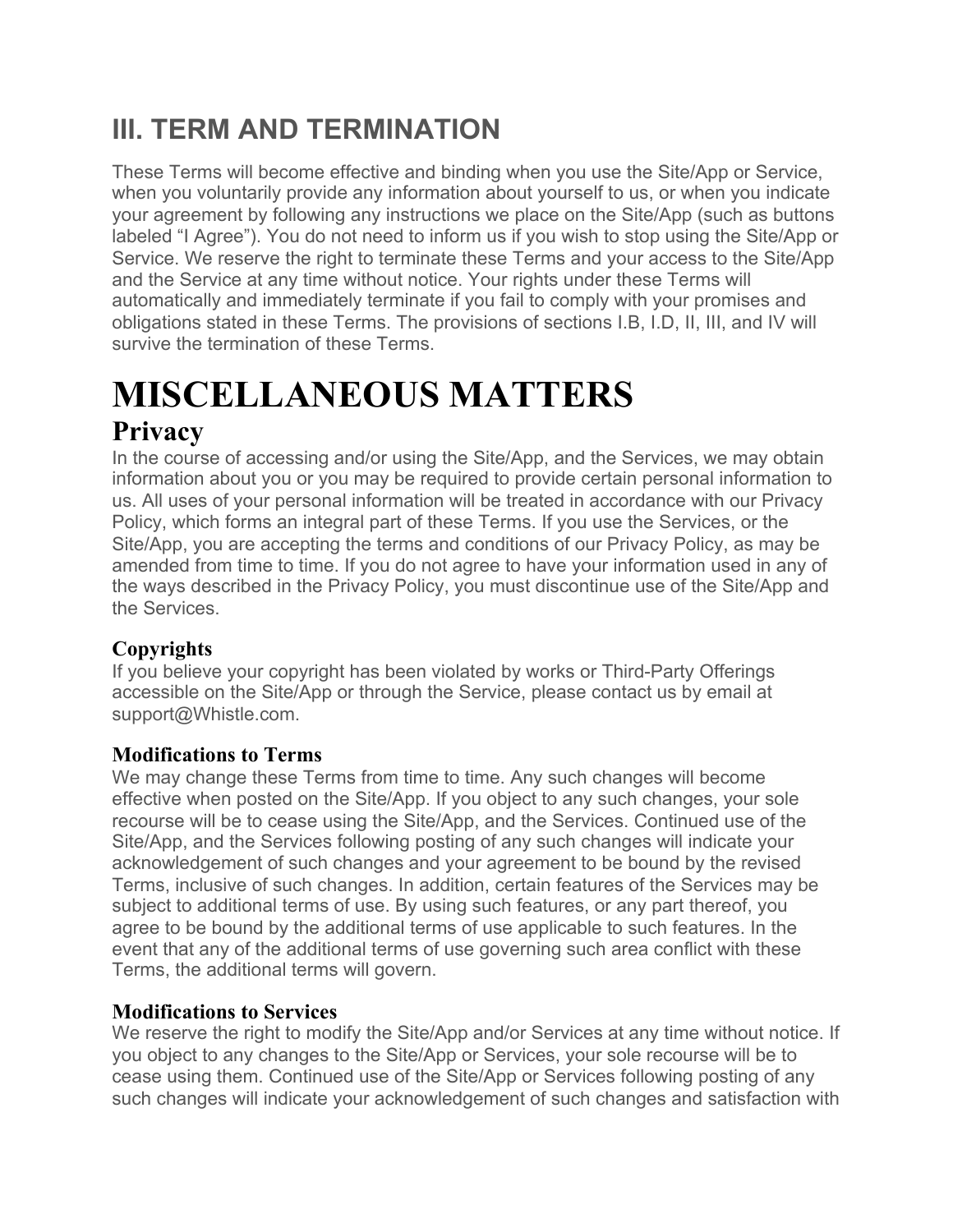## III. TERM AND TERMINATION

These Terms will become effective and binding when you use the Site/App or Service, when you voluntarily provide any information about yourself to us, or when you indicate your agreement by following any instructions we place on the Site/App (such as buttons labeled "I Agree"). You do not need to inform us if you wish to stop using the Site/App or Service. We reserve the right to terminate these Terms and your access to the Site/App and the Service at any time without notice. Your rights under these Terms will automatically and immediately terminate if you fail to comply with your promises and obligations stated in these Terms. The provisions of sections I.B, I.D, II, III, and IV will survive the termination of these Terms.

# MISCELLANEOUS MATTERS

## Privacy

In the course of accessing and/or using the Site/App, and the Services, we may obtain information about you or you may be required to provide certain personal information to us. All uses of your personal information will be treated in accordance with our Privacy Policy, which forms an integral part of these Terms. If you use the Services, or the Site/App, you are accepting the terms and conditions of our Privacy Policy, as may be amended from time to time. If you do not agree to have your information used in any of the ways described in the Privacy Policy, you must discontinue use of the Site/App and the Services.

### Copyrights

If you believe your copyright has been violated by works or Third-Party Offerings accessible on the Site/App or through the Service, please contact us by email at support@Whistle.com.

### Modifications to Terms

We may change these Terms from time to time. Any such changes will become effective when posted on the Site/App. If you object to any such changes, your sole recourse will be to cease using the Site/App, and the Services. Continued use of the Site/App, and the Services following posting of any such changes will indicate your acknowledgement of such changes and your agreement to be bound by the revised Terms, inclusive of such changes. In addition, certain features of the Services may be subject to additional terms of use. By using such features, or any part thereof, you agree to be bound by the additional terms of use applicable to such features. In the event that any of the additional terms of use governing such area conflict with these Terms, the additional terms will govern.

### Modifications to Services

We reserve the right to modify the Site/App and/or Services at any time without notice. If you object to any changes to the Site/App or Services, your sole recourse will be to cease using them. Continued use of the Site/App or Services following posting of any such changes will indicate your acknowledgement of such changes and satisfaction with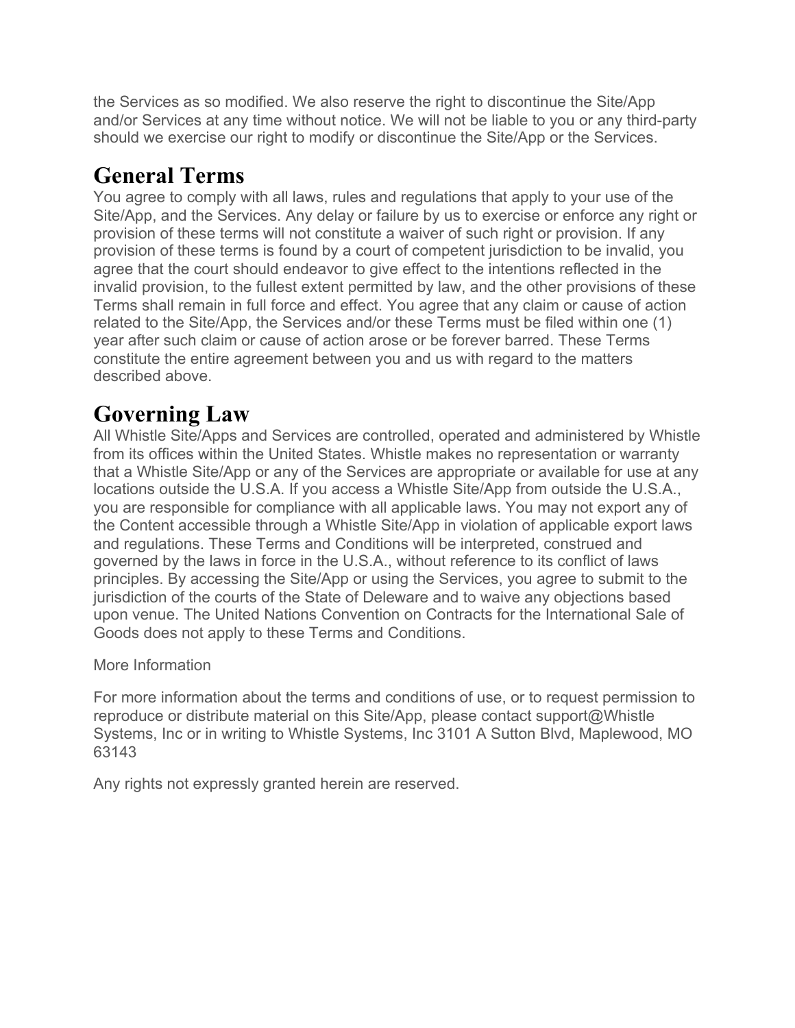the Services as so modified. We also reserve the right to discontinue the Site/App and/or Services at any time without notice. We will not be liable to you or any third-party should we exercise our right to modify or discontinue the Site/App or the Services.

# General Terms

You agree to comply with all laws, rules and regulations that apply to your use of the Site/App, and the Services. Any delay or failure by us to exercise or enforce any right or provision of these terms will not constitute a waiver of such right or provision. If any provision of these terms is found by a court of competent jurisdiction to be invalid, you agree that the court should endeavor to give effect to the intentions reflected in the invalid provision, to the fullest extent permitted by law, and the other provisions of these Terms shall remain in full force and effect. You agree that any claim or cause of action related to the Site/App, the Services and/or these Terms must be filed within one (1) year after such claim or cause of action arose or be forever barred. These Terms constitute the entire agreement between you and us with regard to the matters described above.

# Governing Law

All Whistle Site/Apps and Services are controlled, operated and administered by Whistle from its offices within the United States. Whistle makes no representation or warranty that a Whistle Site/App or any of the Services are appropriate or available for use at any locations outside the U.S.A. If you access a Whistle Site/App from outside the U.S.A., you are responsible for compliance with all applicable laws. You may not export any of the Content accessible through a Whistle Site/App in violation of applicable export laws and regulations. These Terms and Conditions will be interpreted, construed and governed by the laws in force in the U.S.A., without reference to its conflict of laws principles. By accessing the Site/App or using the Services, you agree to submit to the jurisdiction of the courts of the State of Deleware and to waive any objections based upon venue. The United Nations Convention on Contracts for the International Sale of Goods does not apply to these Terms and Conditions.

More Information

For more information about the terms and conditions of use, or to request permission to reproduce or distribute material on this Site/App, please contact support@Whistle Systems, Inc or in writing to Whistle Systems, Inc 3101 A Sutton Blvd, Maplewood, MO 63143

Any rights not expressly granted herein are reserved.